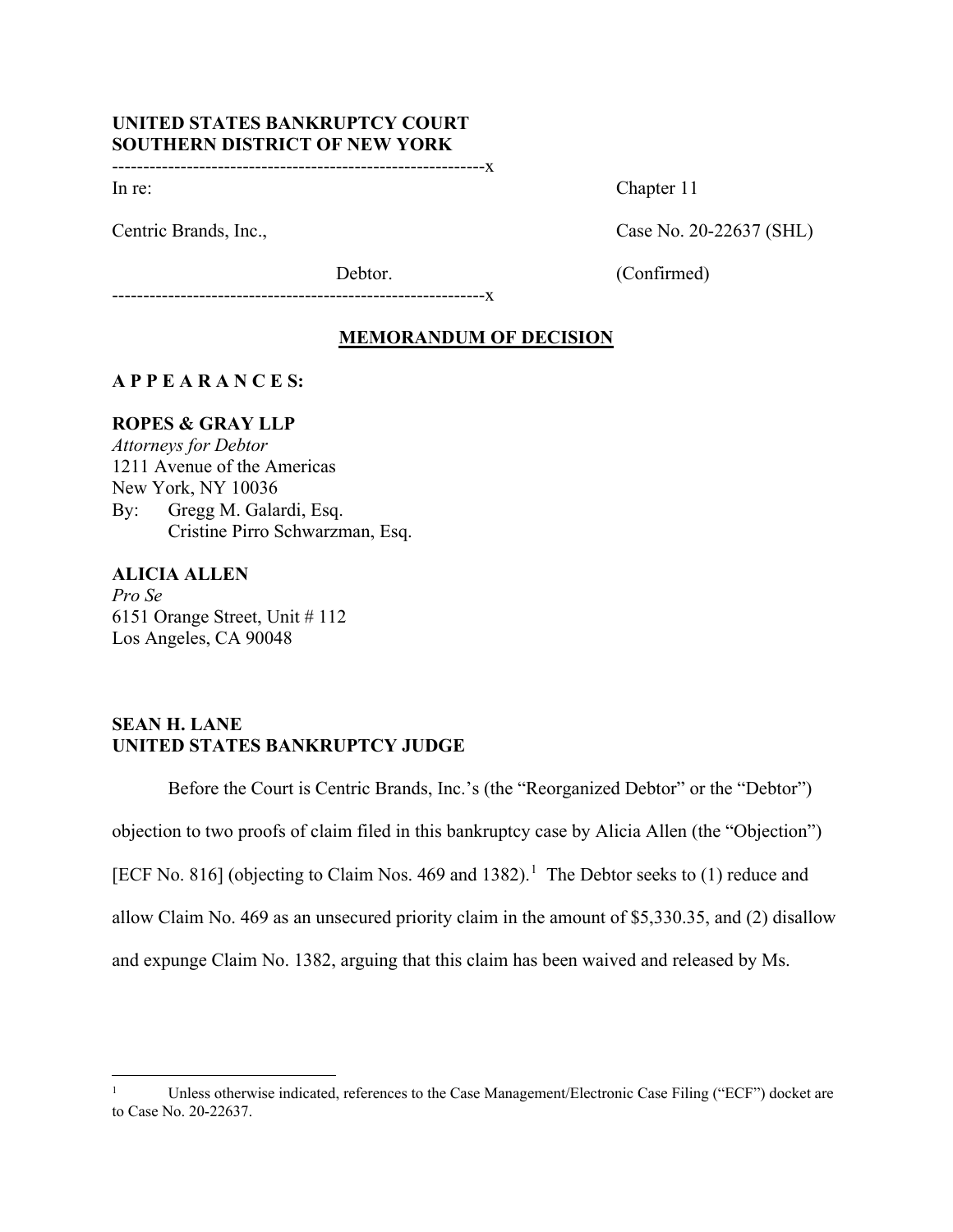**UNITED STATES BANKRUPTCY COURT**
**SOUTHERN DISTRICT OF NEW YORK**

------------------------------------------------------------x

In re: Chapter 11

Centric Brands, Inc., Case No. 20-22637 (SHL)

Debtor. (Confirmed)

------------------------------------------------------------x

**MEMORANDUM OF DECISION**

**A P P E A R A N C E S:**

**ROPES & GRAY LLP**
*Attorneys for Debtor*
1211 Avenue of the Americas
New York, NY 10036
By: Gregg M. Galardi, Esq.
Cristine Pirro Schwarzman, Esq.

**ALICIA ALLEN**
*Pro Se*
6151 Orange Street, Unit # 112
Los Angeles, CA 90048

**SEAN H. LANE**
**UNITED STATES BANKRUPTCY JUDGE**

Before the Court is Centric Brands, Inc.'s (the "Reorganized Debtor" or the "Debtor") objection to two proofs of claim filed in this bankruptcy case by Alicia Allen (the "Objection") [ECF No. 816] (objecting to Claim Nos. 469 and 1382).[1] The Debtor seeks to (1) reduce and allow Claim No. 469 as an unsecured priority claim in the amount of $5,330.35, and (2) disallow and expunge Claim No. 1382, arguing that this claim has been waived and released by Ms.

[1] Unless otherwise indicated, references to the Case Management/Electronic Case Filing ("ECF") docket are to Case No. 20-22637.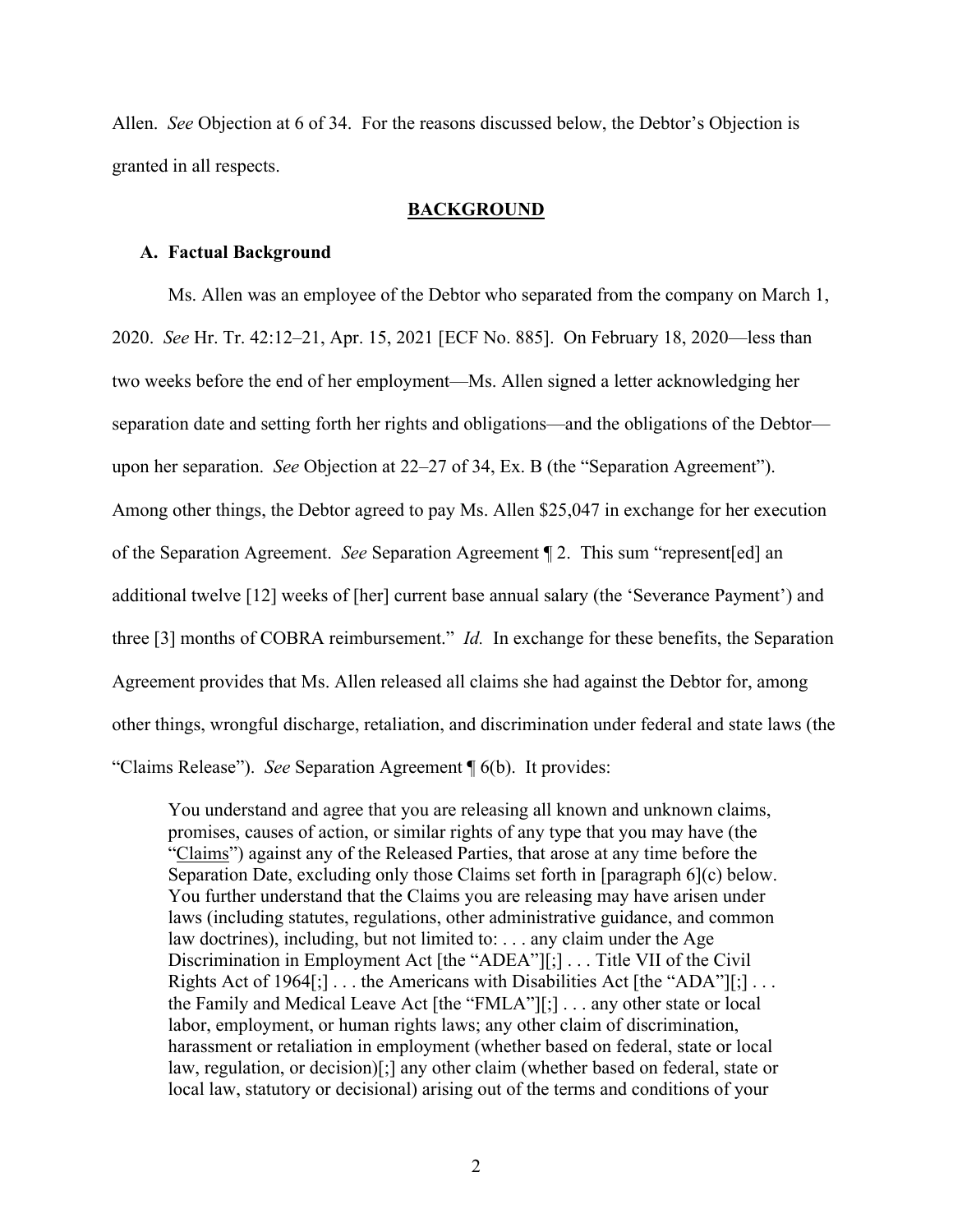Allen. *See* Objection at 6 of 34. For the reasons discussed below, the Debtor's Objection is granted in all respects.

## BACKGROUND

### A. Factual Background

Ms. Allen was an employee of the Debtor who separated from the company on March 1, 2020. *See* Hr. Tr. 42:12–21, Apr. 15, 2021 [ECF No. 885]. On February 18, 2020—less than two weeks before the end of her employment—Ms. Allen signed a letter acknowledging her separation date and setting forth her rights and obligations—and the obligations of the Debtor—upon her separation. *See* Objection at 22–27 of 34, Ex. B (the "Separation Agreement"). Among other things, the Debtor agreed to pay Ms. Allen $25,047 in exchange for her execution of the Separation Agreement. *See* Separation Agreement ¶ 2. This sum "represent[ed] an additional twelve [12] weeks of [her] current base annual salary (the 'Severance Payment') and three [3] months of COBRA reimbursement." *Id.* In exchange for these benefits, the Separation Agreement provides that Ms. Allen released all claims she had against the Debtor for, among other things, wrongful discharge, retaliation, and discrimination under federal and state laws (the "Claims Release"). *See* Separation Agreement ¶ 6(b). It provides:

> You understand and agree that you are releasing all known and unknown claims, promises, causes of action, or similar rights of any type that you may have (the "Claims") against any of the Released Parties, that arose at any time before the Separation Date, excluding only those Claims set forth in [paragraph 6](c) below. You further understand that the Claims you are releasing may have arisen under laws (including statutes, regulations, other administrative guidance, and common law doctrines), including, but not limited to: . . . any claim under the Age Discrimination in Employment Act [the "ADEA"][;] . . . Title VII of the Civil Rights Act of 1964[;] . . . the Americans with Disabilities Act [the "ADA"][;] . . . the Family and Medical Leave Act [the "FMLA"][;] . . . any other state or local labor, employment, or human rights laws; any other claim of discrimination, harassment or retaliation in employment (whether based on federal, state or local law, regulation, or decision)[;] any other claim (whether based on federal, state or local law, statutory or decisional) arising out of the terms and conditions of your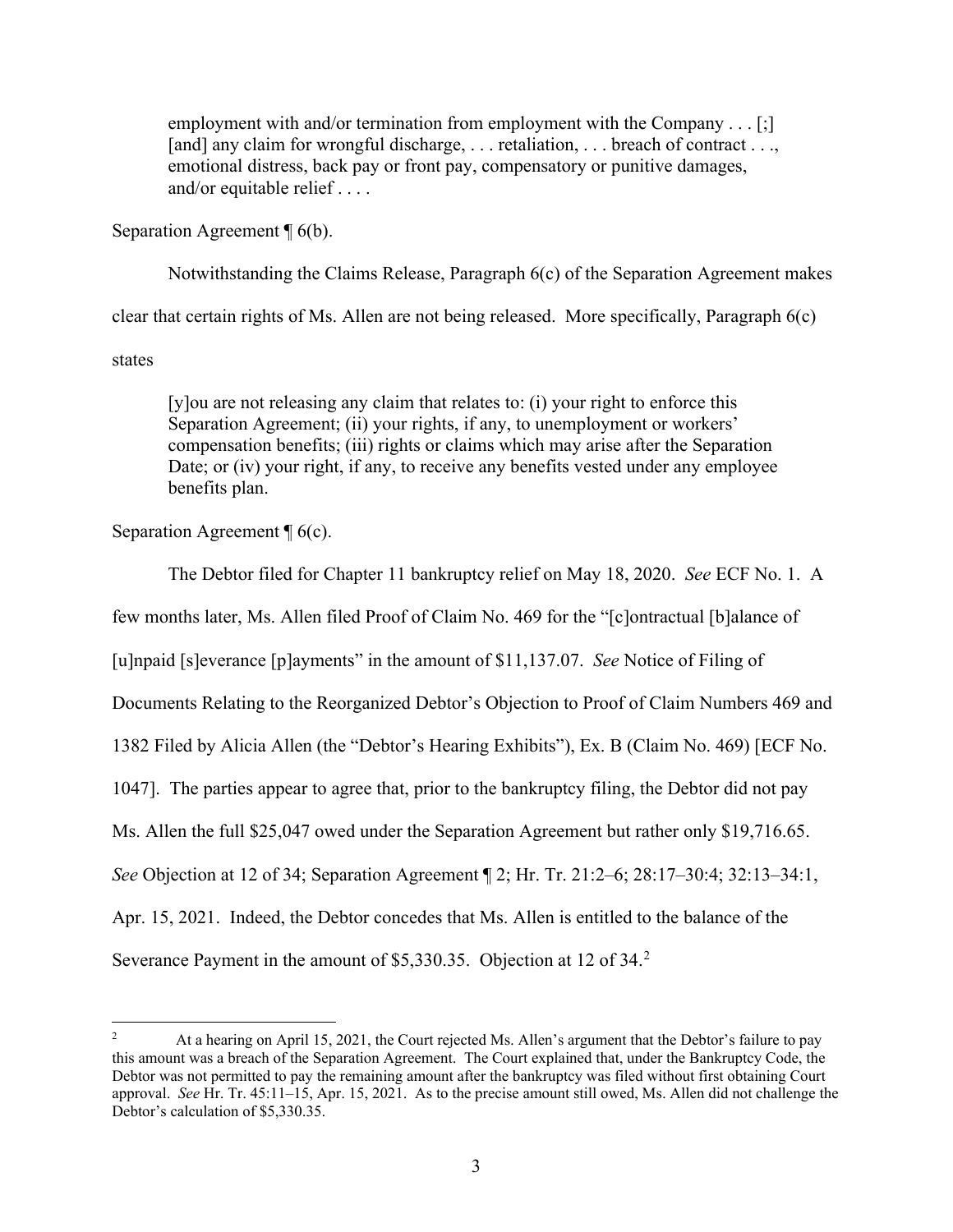> employment with and/or termination from employment with the Company . . . [;] [and] any claim for wrongful discharge, . . . retaliation, . . . breach of contract . . ., emotional distress, back pay or front pay, compensatory or punitive damages, and/or equitable relief . . . .

Separation Agreement ¶ 6(b).

Notwithstanding the Claims Release, Paragraph 6(c) of the Separation Agreement makes clear that certain rights of Ms. Allen are not being released. More specifically, Paragraph 6(c) states

> [y]ou are not releasing any claim that relates to: (i) your right to enforce this Separation Agreement; (ii) your rights, if any, to unemployment or workers' compensation benefits; (iii) rights or claims which may arise after the Separation Date; or (iv) your right, if any, to receive any benefits vested under any employee benefits plan.

Separation Agreement ¶ 6(c).

The Debtor filed for Chapter 11 bankruptcy relief on May 18, 2020. *See* ECF No. 1. A few months later, Ms. Allen filed Proof of Claim No. 469 for the "[c]ontractual [b]alance of [u]npaid [s]everance [p]ayments" in the amount of $11,137.07. *See* Notice of Filing of Documents Relating to the Reorganized Debtor's Objection to Proof of Claim Numbers 469 and 1382 Filed by Alicia Allen (the "Debtor's Hearing Exhibits"), Ex. B (Claim No. 469) [ECF No. 1047]. The parties appear to agree that, prior to the bankruptcy filing, the Debtor did not pay Ms. Allen the full $25,047 owed under the Separation Agreement but rather only $19,716.65. *See* Objection at 12 of 34; Separation Agreement ¶ 2; Hr. Tr. 21:2–6; 28:17–30:4; 32:13–34:1, Apr. 15, 2021. Indeed, the Debtor concedes that Ms. Allen is entitled to the balance of the Severance Payment in the amount of $5,330.35. Objection at 12 of 34.[2]

[2] At a hearing on April 15, 2021, the Court rejected Ms. Allen's argument that the Debtor's failure to pay this amount was a breach of the Separation Agreement. The Court explained that, under the Bankruptcy Code, the Debtor was not permitted to pay the remaining amount after the bankruptcy was filed without first obtaining Court approval. *See* Hr. Tr. 45:11–15, Apr. 15, 2021. As to the precise amount still owed, Ms. Allen did not challenge the Debtor's calculation of $5,330.35.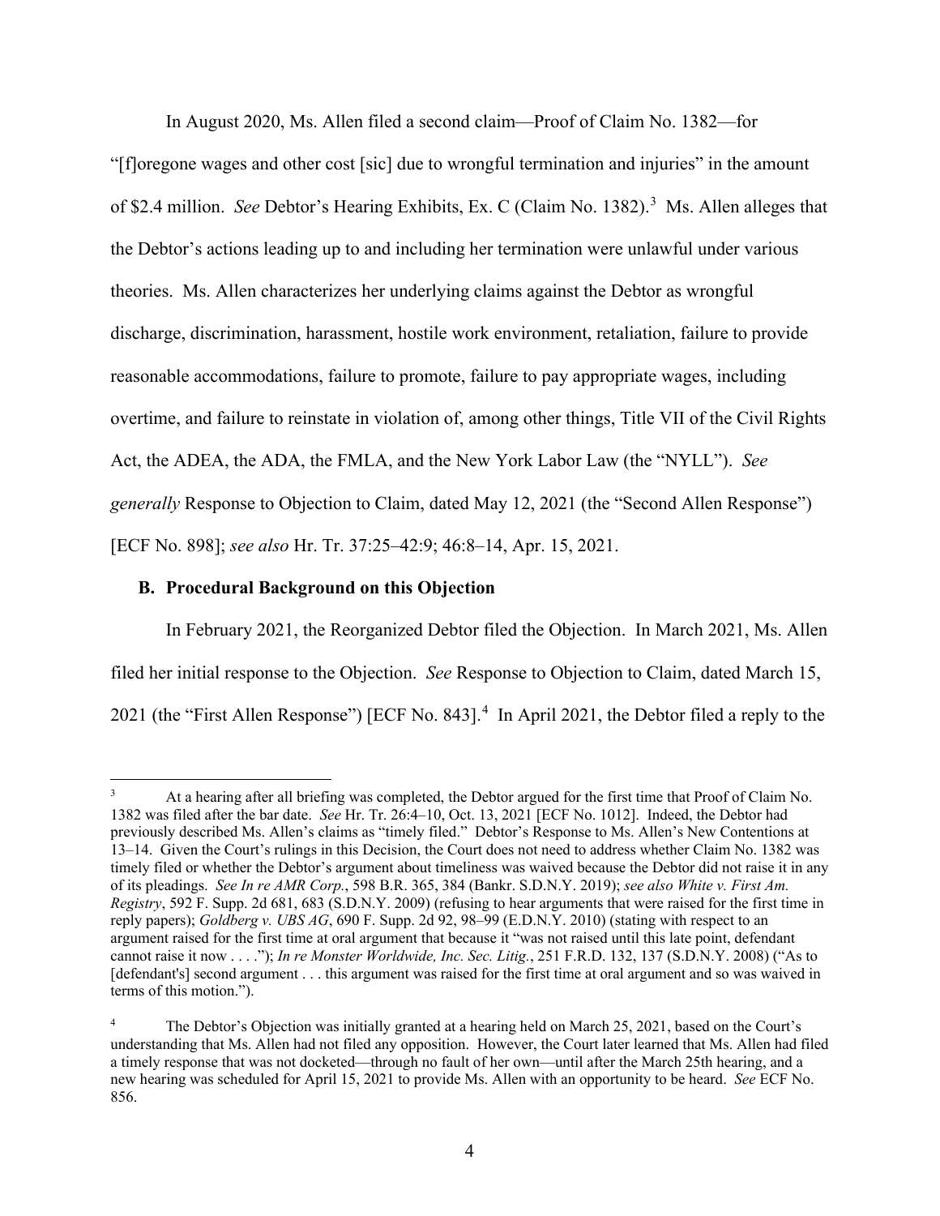In August 2020, Ms. Allen filed a second claim—Proof of Claim No. 1382—for "[f]oregone wages and other cost [sic] due to wrongful termination and injuries" in the amount of $2.4 million. *See* Debtor's Hearing Exhibits, Ex. C (Claim No. 1382).[3] Ms. Allen alleges that the Debtor's actions leading up to and including her termination were unlawful under various theories. Ms. Allen characterizes her underlying claims against the Debtor as wrongful discharge, discrimination, harassment, hostile work environment, retaliation, failure to provide reasonable accommodations, failure to promote, failure to pay appropriate wages, including overtime, and failure to reinstate in violation of, among other things, Title VII of the Civil Rights Act, the ADEA, the ADA, the FMLA, and the New York Labor Law (the "NYLL"). *See generally* Response to Objection to Claim, dated May 12, 2021 (the "Second Allen Response") [ECF No. 898]; *see also* Hr. Tr. 37:25–42:9; 46:8–14, Apr. 15, 2021.

### B. Procedural Background on this Objection

In February 2021, the Reorganized Debtor filed the Objection. In March 2021, Ms. Allen filed her initial response to the Objection. *See* Response to Objection to Claim, dated March 15, 2021 (the "First Allen Response") [ECF No. 843].[4] In April 2021, the Debtor filed a reply to the

---

[3] At a hearing after all briefing was completed, the Debtor argued for the first time that Proof of Claim No. 1382 was filed after the bar date. *See* Hr. Tr. 26:4–10, Oct. 13, 2021 [ECF No. 1012]. Indeed, the Debtor had previously described Ms. Allen's claims as "timely filed." Debtor's Response to Ms. Allen's New Contentions at 13–14. Given the Court's rulings in this Decision, the Court does not need to address whether Claim No. 1382 was timely filed or whether the Debtor's argument about timeliness was waived because the Debtor did not raise it in any of its pleadings. *See In re AMR Corp.*, 598 B.R. 365, 384 (Bankr. S.D.N.Y. 2019); *see also White v. First Am. Registry*, 592 F. Supp. 2d 681, 683 (S.D.N.Y. 2009) (refusing to hear arguments that were raised for the first time in reply papers); *Goldberg v. UBS AG*, 690 F. Supp. 2d 92, 98–99 (E.D.N.Y. 2010) (stating with respect to an argument raised for the first time at oral argument that because it "was not raised until this late point, defendant cannot raise it now . . . ."); *In re Monster Worldwide, Inc. Sec. Litig.*, 251 F.R.D. 132, 137 (S.D.N.Y. 2008) ("As to [defendant's] second argument . . . this argument was raised for the first time at oral argument and so was waived in terms of this motion.").

[4] The Debtor's Objection was initially granted at a hearing held on March 25, 2021, based on the Court's understanding that Ms. Allen had not filed any opposition. However, the Court later learned that Ms. Allen had filed a timely response that was not docketed—through no fault of her own—until after the March 25th hearing, and a new hearing was scheduled for April 15, 2021 to provide Ms. Allen with an opportunity to be heard. *See* ECF No. 856.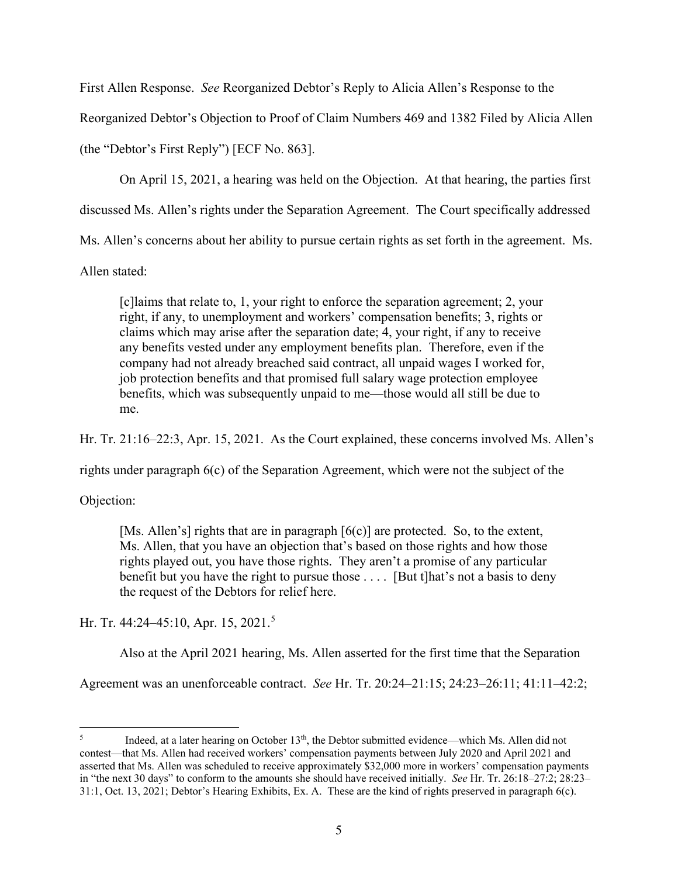First Allen Response. *See* Reorganized Debtor's Reply to Alicia Allen's Response to the Reorganized Debtor's Objection to Proof of Claim Numbers 469 and 1382 Filed by Alicia Allen (the "Debtor's First Reply") [ECF No. 863].

On April 15, 2021, a hearing was held on the Objection. At that hearing, the parties first discussed Ms. Allen's rights under the Separation Agreement. The Court specifically addressed Ms. Allen's concerns about her ability to pursue certain rights as set forth in the agreement. Ms. Allen stated:

> [c]laims that relate to, 1, your right to enforce the separation agreement; 2, your right, if any, to unemployment and workers' compensation benefits; 3, rights or claims which may arise after the separation date; 4, your right, if any to receive any benefits vested under any employment benefits plan. Therefore, even if the company had not already breached said contract, all unpaid wages I worked for, job protection benefits and that promised full salary wage protection employee benefits, which was subsequently unpaid to me—those would all still be due to me.

Hr. Tr. 21:16–22:3, Apr. 15, 2021. As the Court explained, these concerns involved Ms. Allen's rights under paragraph 6(c) of the Separation Agreement, which were not the subject of the Objection:

> [Ms. Allen's] rights that are in paragraph [6(c)] are protected. So, to the extent, Ms. Allen, that you have an objection that's based on those rights and how those rights played out, you have those rights. They aren't a promise of any particular benefit but you have the right to pursue those . . . . [But t]hat's not a basis to deny the request of the Debtors for relief here.

Hr. Tr. 44:24–45:10, Apr. 15, 2021.[5]

Also at the April 2021 hearing, Ms. Allen asserted for the first time that the Separation Agreement was an unenforceable contract. *See* Hr. Tr. 20:24–21:15; 24:23–26:11; 41:11–42:2;

---

[5] Indeed, at a later hearing on October 13th, the Debtor submitted evidence—which Ms. Allen did not contest—that Ms. Allen had received workers' compensation payments between July 2020 and April 2021 and asserted that Ms. Allen was scheduled to receive approximately $32,000 more in workers' compensation payments in "the next 30 days" to conform to the amounts she should have received initially. *See* Hr. Tr. 26:18–27:2; 28:23–31:1, Oct. 13, 2021; Debtor's Hearing Exhibits, Ex. A. These are the kind of rights preserved in paragraph 6(c).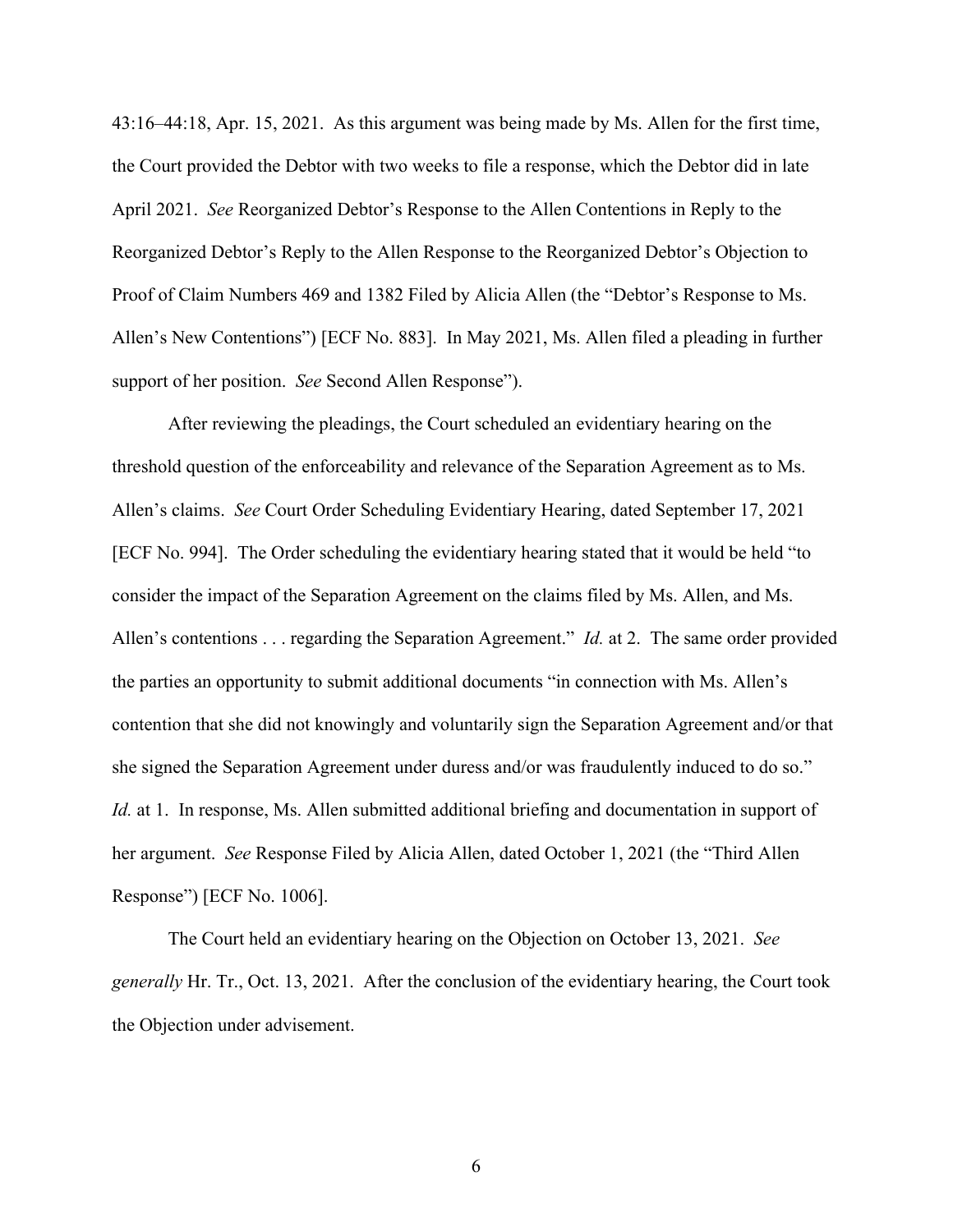43:16–44:18, Apr. 15, 2021. As this argument was being made by Ms. Allen for the first time, the Court provided the Debtor with two weeks to file a response, which the Debtor did in late April 2021. *See* Reorganized Debtor's Response to the Allen Contentions in Reply to the Reorganized Debtor's Reply to the Allen Response to the Reorganized Debtor's Objection to Proof of Claim Numbers 469 and 1382 Filed by Alicia Allen (the "Debtor's Response to Ms. Allen's New Contentions") [ECF No. 883]. In May 2021, Ms. Allen filed a pleading in further support of her position. *See* Second Allen Response").

After reviewing the pleadings, the Court scheduled an evidentiary hearing on the threshold question of the enforceability and relevance of the Separation Agreement as to Ms. Allen's claims. *See* Court Order Scheduling Evidentiary Hearing, dated September 17, 2021 [ECF No. 994]. The Order scheduling the evidentiary hearing stated that it would be held "to consider the impact of the Separation Agreement on the claims filed by Ms. Allen, and Ms. Allen's contentions . . . regarding the Separation Agreement." *Id.* at 2. The same order provided the parties an opportunity to submit additional documents "in connection with Ms. Allen's contention that she did not knowingly and voluntarily sign the Separation Agreement and/or that she signed the Separation Agreement under duress and/or was fraudulently induced to do so." *Id.* at 1. In response, Ms. Allen submitted additional briefing and documentation in support of her argument. *See* Response Filed by Alicia Allen, dated October 1, 2021 (the "Third Allen Response") [ECF No. 1006].

The Court held an evidentiary hearing on the Objection on October 13, 2021. *See generally* Hr. Tr., Oct. 13, 2021. After the conclusion of the evidentiary hearing, the Court took the Objection under advisement.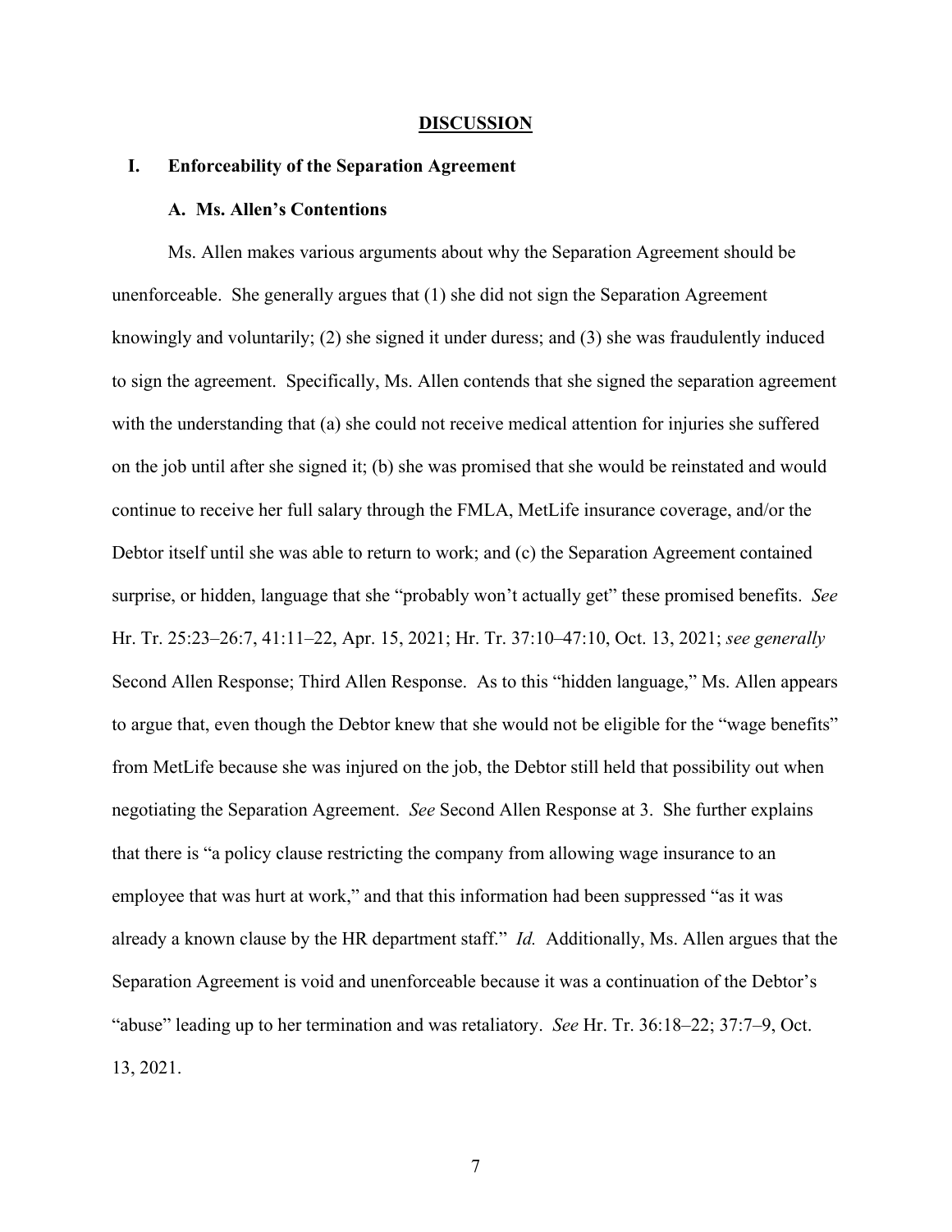## DISCUSSION

### I. Enforceability of the Separation Agreement

#### A. Ms. Allen's Contentions

Ms. Allen makes various arguments about why the Separation Agreement should be unenforceable. She generally argues that (1) she did not sign the Separation Agreement knowingly and voluntarily; (2) she signed it under duress; and (3) she was fraudulently induced to sign the agreement. Specifically, Ms. Allen contends that she signed the separation agreement with the understanding that (a) she could not receive medical attention for injuries she suffered on the job until after she signed it; (b) she was promised that she would be reinstated and would continue to receive her full salary through the FMLA, MetLife insurance coverage, and/or the Debtor itself until she was able to return to work; and (c) the Separation Agreement contained surprise, or hidden, language that she "probably won't actually get" these promised benefits. *See* Hr. Tr. 25:23–26:7, 41:11–22, Apr. 15, 2021; Hr. Tr. 37:10–47:10, Oct. 13, 2021; *see generally* Second Allen Response; Third Allen Response. As to this "hidden language," Ms. Allen appears to argue that, even though the Debtor knew that she would not be eligible for the "wage benefits" from MetLife because she was injured on the job, the Debtor still held that possibility out when negotiating the Separation Agreement. *See* Second Allen Response at 3. She further explains that there is "a policy clause restricting the company from allowing wage insurance to an employee that was hurt at work," and that this information had been suppressed "as it was already a known clause by the HR department staff." *Id.* Additionally, Ms. Allen argues that the Separation Agreement is void and unenforceable because it was a continuation of the Debtor's "abuse" leading up to her termination and was retaliatory. *See* Hr. Tr. 36:18–22; 37:7–9, Oct. 13, 2021.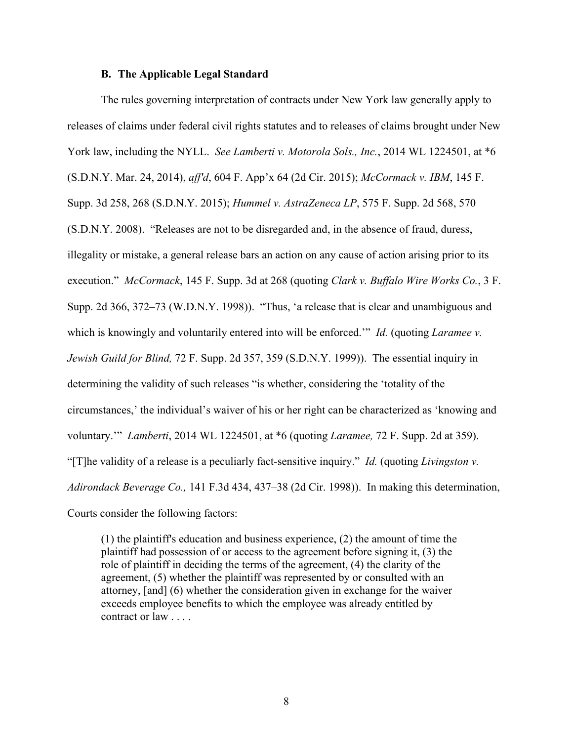### B. The Applicable Legal Standard

The rules governing interpretation of contracts under New York law generally apply to releases of claims under federal civil rights statutes and to releases of claims brought under New York law, including the NYLL. *See Lamberti v. Motorola Sols., Inc.*, 2014 WL 1224501, at *6 (S.D.N.Y. Mar. 24, 2014), *aff'd*, 604 F. App'x 64 (2d Cir. 2015); *McCormack v. IBM*, 145 F. Supp. 3d 258, 268 (S.D.N.Y. 2015); *Hummel v. AstraZeneca LP*, 575 F. Supp. 2d 568, 570 (S.D.N.Y. 2008). "Releases are not to be disregarded and, in the absence of fraud, duress, illegality or mistake, a general release bars an action on any cause of action arising prior to its execution." *McCormack*, 145 F. Supp. 3d at 268 (quoting *Clark v. Buffalo Wire Works Co.*, 3 F. Supp. 2d 366, 372–73 (W.D.N.Y. 1998)). "Thus, 'a release that is clear and unambiguous and which is knowingly and voluntarily entered into will be enforced.'" *Id.* (quoting *Laramee v. Jewish Guild for Blind,* 72 F. Supp. 2d 357, 359 (S.D.N.Y. 1999)). The essential inquiry in determining the validity of such releases "is whether, considering the 'totality of the circumstances,' the individual's waiver of his or her right can be characterized as 'knowing and voluntary.'" *Lamberti*, 2014 WL 1224501, at *6 (quoting *Laramee,* 72 F. Supp. 2d at 359). "[T]he validity of a release is a peculiarly fact-sensitive inquiry." *Id.* (quoting *Livingston v. Adirondack Beverage Co.,* 141 F.3d 434, 437–38 (2d Cir. 1998)). In making this determination, Courts consider the following factors:

> (1) the plaintiff's education and business experience, (2) the amount of time the plaintiff had possession of or access to the agreement before signing it, (3) the role of plaintiff in deciding the terms of the agreement, (4) the clarity of the agreement, (5) whether the plaintiff was represented by or consulted with an attorney, [and] (6) whether the consideration given in exchange for the waiver exceeds employee benefits to which the employee was already entitled by contract or law . . . .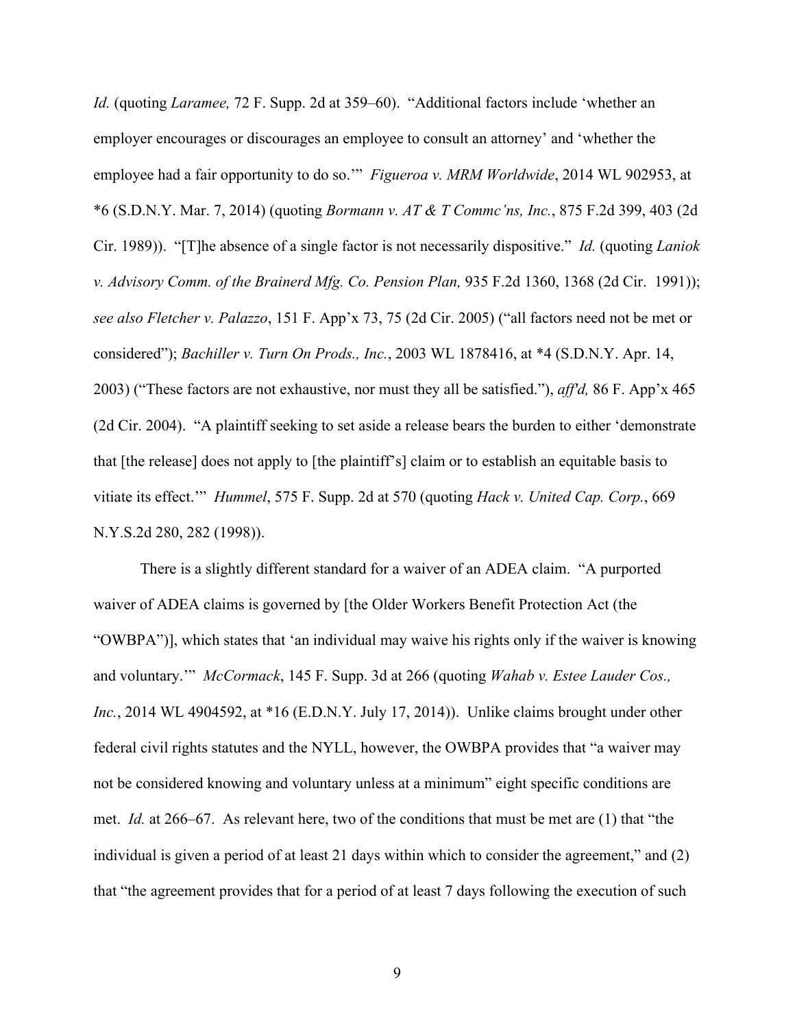*Id.* (quoting *Laramee,* 72 F. Supp. 2d at 359–60). "Additional factors include 'whether an employer encourages or discourages an employee to consult an attorney' and 'whether the employee had a fair opportunity to do so.'" *Figueroa v. MRM Worldwide*, 2014 WL 902953, at *6 (S.D.N.Y. Mar. 7, 2014) (quoting *Bormann v. AT & T Commc'ns, Inc.*, 875 F.2d 399, 403 (2d Cir. 1989)). "[T]he absence of a single factor is not necessarily dispositive." *Id.* (quoting *Laniok v. Advisory Comm. of the Brainerd Mfg. Co. Pension Plan,* 935 F.2d 1360, 1368 (2d Cir. 1991)); *see also Fletcher v. Palazzo*, 151 F. App'x 73, 75 (2d Cir. 2005) ("all factors need not be met or considered"); *Bachiller v. Turn On Prods., Inc.*, 2003 WL 1878416, at *4 (S.D.N.Y. Apr. 14, 2003) ("These factors are not exhaustive, nor must they all be satisfied."), *aff'd,* 86 F. App'x 465 (2d Cir. 2004). "A plaintiff seeking to set aside a release bears the burden to either 'demonstrate that [the release] does not apply to [the plaintiff's] claim or to establish an equitable basis to vitiate its effect.'" *Hummel*, 575 F. Supp. 2d at 570 (quoting *Hack v. United Cap. Corp.*, 669 N.Y.S.2d 280, 282 (1998)).

There is a slightly different standard for a waiver of an ADEA claim. "A purported waiver of ADEA claims is governed by [the Older Workers Benefit Protection Act (the "OWBPA")], which states that 'an individual may waive his rights only if the waiver is knowing and voluntary.'" *McCormack*, 145 F. Supp. 3d at 266 (quoting *Wahab v. Estee Lauder Cos., Inc.*, 2014 WL 4904592, at *16 (E.D.N.Y. July 17, 2014)). Unlike claims brought under other federal civil rights statutes and the NYLL, however, the OWBPA provides that "a waiver may not be considered knowing and voluntary unless at a minimum" eight specific conditions are met. *Id.* at 266–67. As relevant here, two of the conditions that must be met are (1) that "the individual is given a period of at least 21 days within which to consider the agreement," and (2) that "the agreement provides that for a period of at least 7 days following the execution of such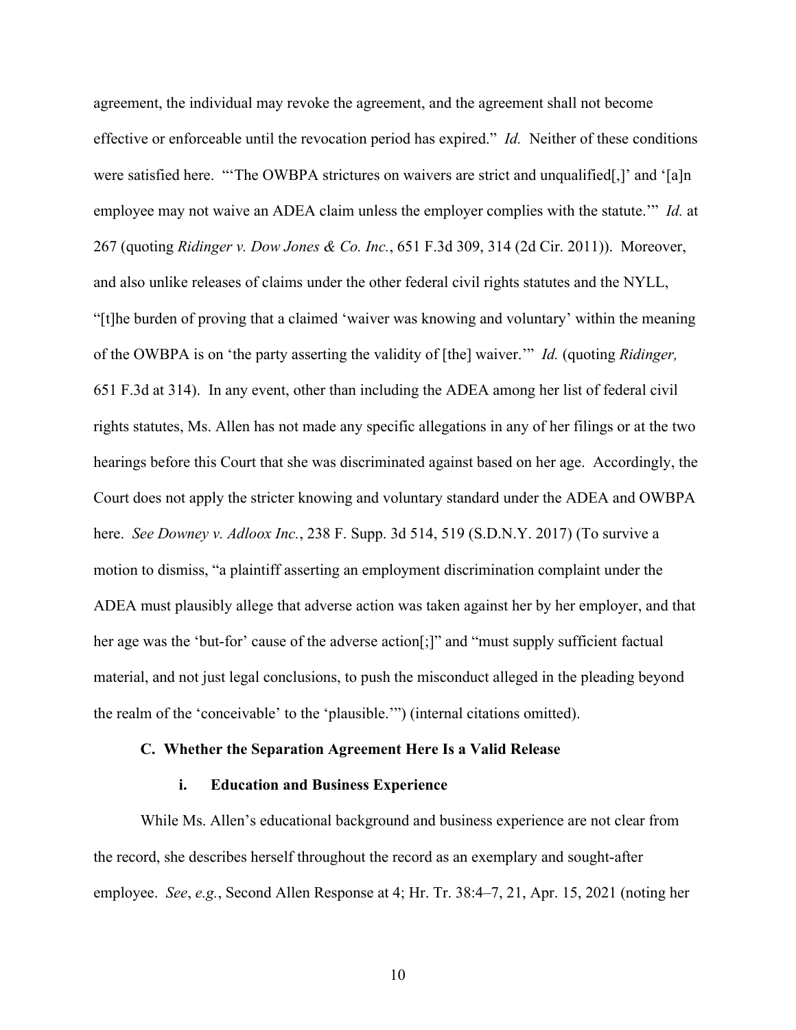agreement, the individual may revoke the agreement, and the agreement shall not become effective or enforceable until the revocation period has expired." *Id.* Neither of these conditions were satisfied here. "'The OWBPA strictures on waivers are strict and unqualified[,]' and '[a]n employee may not waive an ADEA claim unless the employer complies with the statute.'" *Id.* at 267 (quoting *Ridinger v. Dow Jones & Co. Inc.*, 651 F.3d 309, 314 (2d Cir. 2011)). Moreover, and also unlike releases of claims under the other federal civil rights statutes and the NYLL, "[t]he burden of proving that a claimed 'waiver was knowing and voluntary' within the meaning of the OWBPA is on 'the party asserting the validity of [the] waiver.'" *Id.* (quoting *Ridinger,* 651 F.3d at 314). In any event, other than including the ADEA among her list of federal civil rights statutes, Ms. Allen has not made any specific allegations in any of her filings or at the two hearings before this Court that she was discriminated against based on her age. Accordingly, the Court does not apply the stricter knowing and voluntary standard under the ADEA and OWBPA here. *See Downey v. Adloox Inc.*, 238 F. Supp. 3d 514, 519 (S.D.N.Y. 2017) (To survive a motion to dismiss, "a plaintiff asserting an employment discrimination complaint under the ADEA must plausibly allege that adverse action was taken against her by her employer, and that her age was the 'but-for' cause of the adverse action[;]" and "must supply sufficient factual material, and not just legal conclusions, to push the misconduct alleged in the pleading beyond the realm of the 'conceivable' to the 'plausible.'") (internal citations omitted).

### C. Whether the Separation Agreement Here Is a Valid Release

#### i. Education and Business Experience

While Ms. Allen's educational background and business experience are not clear from the record, she describes herself throughout the record as an exemplary and sought-after employee. *See*, *e.g.*, Second Allen Response at 4; Hr. Tr. 38:4–7, 21, Apr. 15, 2021 (noting her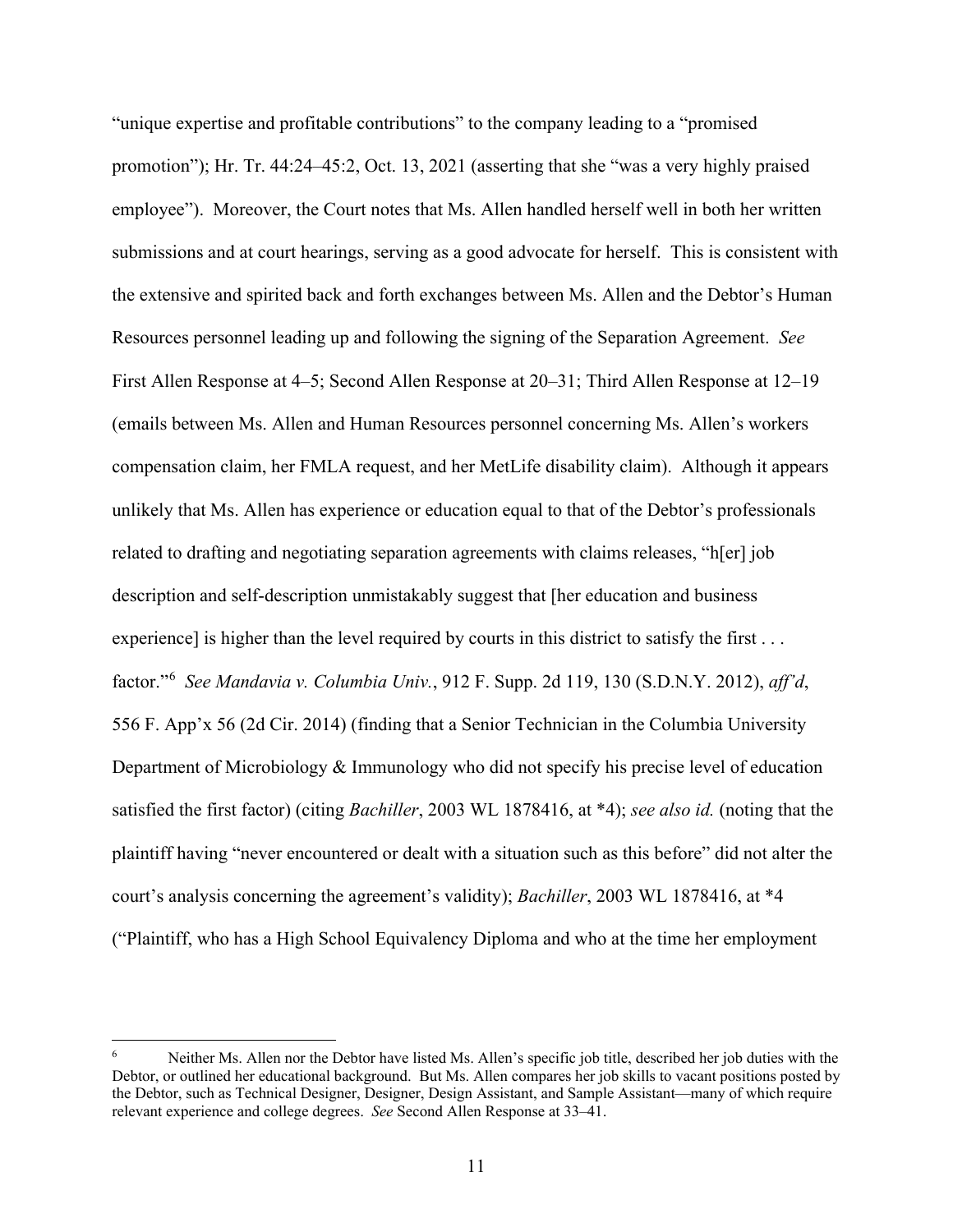"unique expertise and profitable contributions" to the company leading to a "promised promotion"); Hr. Tr. 44:24–45:2, Oct. 13, 2021 (asserting that she "was a very highly praised employee"). Moreover, the Court notes that Ms. Allen handled herself well in both her written submissions and at court hearings, serving as a good advocate for herself. This is consistent with the extensive and spirited back and forth exchanges between Ms. Allen and the Debtor's Human Resources personnel leading up and following the signing of the Separation Agreement. *See* First Allen Response at 4–5; Second Allen Response at 20–31; Third Allen Response at 12–19 (emails between Ms. Allen and Human Resources personnel concerning Ms. Allen's workers compensation claim, her FMLA request, and her MetLife disability claim). Although it appears unlikely that Ms. Allen has experience or education equal to that of the Debtor's professionals related to drafting and negotiating separation agreements with claims releases, "h[er] job description and self-description unmistakably suggest that [her education and business experience] is higher than the level required by courts in this district to satisfy the first . . . factor."[6] *See Mandavia v. Columbia Univ.*, 912 F. Supp. 2d 119, 130 (S.D.N.Y. 2012), *aff'd*, 556 F. App'x 56 (2d Cir. 2014) (finding that a Senior Technician in the Columbia University Department of Microbiology & Immunology who did not specify his precise level of education satisfied the first factor) (citing *Bachiller*, 2003 WL 1878416, at *4); *see also id.* (noting that the plaintiff having "never encountered or dealt with a situation such as this before" did not alter the court's analysis concerning the agreement's validity); *Bachiller*, 2003 WL 1878416, at *4 ("Plaintiff, who has a High School Equivalency Diploma and who at the time her employment

---

[6] Neither Ms. Allen nor the Debtor have listed Ms. Allen's specific job title, described her job duties with the Debtor, or outlined her educational background. But Ms. Allen compares her job skills to vacant positions posted by the Debtor, such as Technical Designer, Designer, Design Assistant, and Sample Assistant—many of which require relevant experience and college degrees. *See* Second Allen Response at 33–41.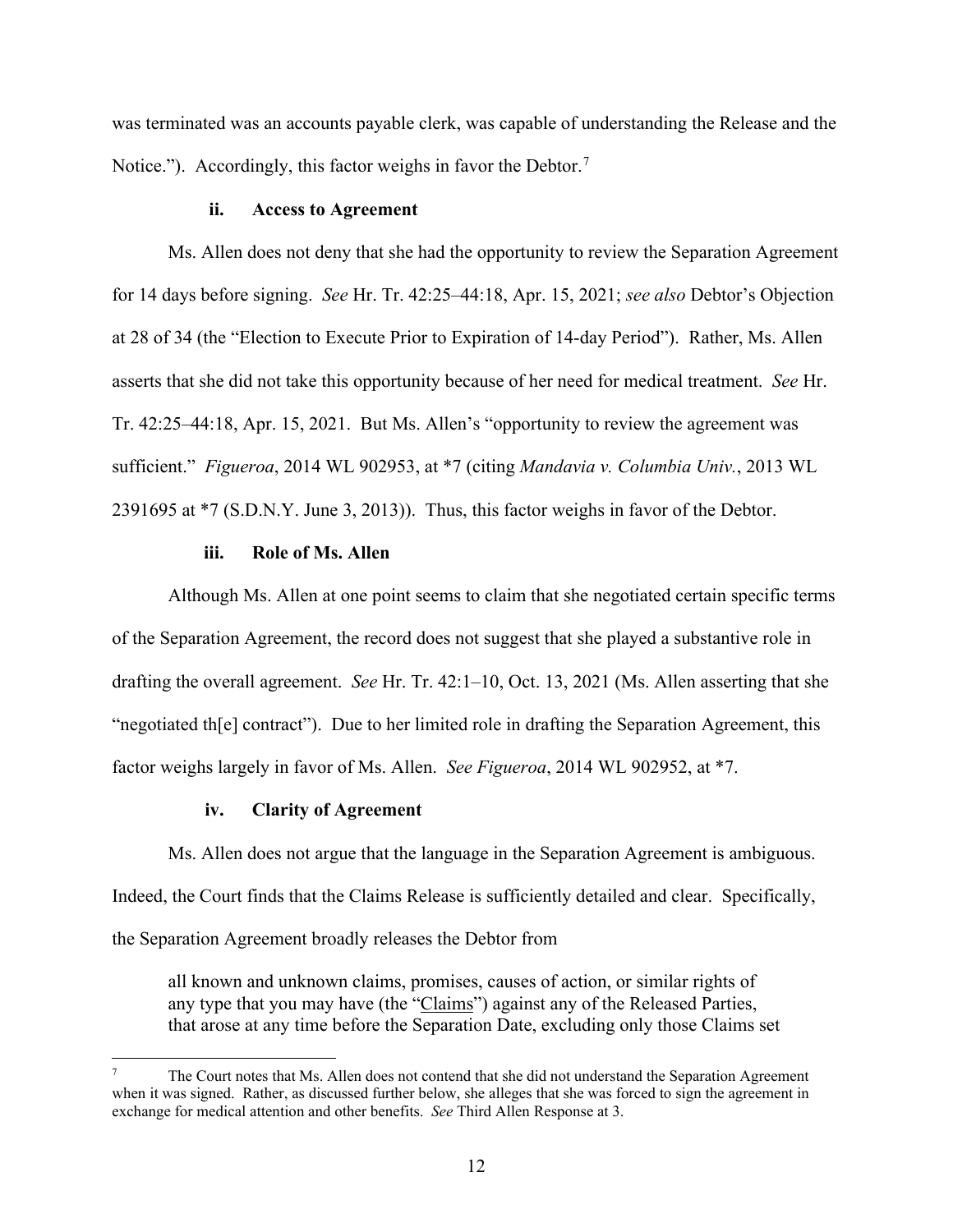was terminated was an accounts payable clerk, was capable of understanding the Release and the Notice."). Accordingly, this factor weighs in favor the Debtor.[7]

#### ii. Access to Agreement

Ms. Allen does not deny that she had the opportunity to review the Separation Agreement for 14 days before signing. *See* Hr. Tr. 42:25–44:18, Apr. 15, 2021; *see also* Debtor's Objection at 28 of 34 (the "Election to Execute Prior to Expiration of 14-day Period"). Rather, Ms. Allen asserts that she did not take this opportunity because of her need for medical treatment. *See* Hr. Tr. 42:25–44:18, Apr. 15, 2021. But Ms. Allen's "opportunity to review the agreement was sufficient." *Figueroa*, 2014 WL 902953, at *7 (citing *Mandavia v. Columbia Univ.*, 2013 WL 2391695 at *7 (S.D.N.Y. June 3, 2013)). Thus, this factor weighs in favor of the Debtor.

#### iii. Role of Ms. Allen

Although Ms. Allen at one point seems to claim that she negotiated certain specific terms of the Separation Agreement, the record does not suggest that she played a substantive role in drafting the overall agreement. *See* Hr. Tr. 42:1–10, Oct. 13, 2021 (Ms. Allen asserting that she "negotiated th[e] contract"). Due to her limited role in drafting the Separation Agreement, this factor weighs largely in favor of Ms. Allen. *See Figueroa*, 2014 WL 902952, at *7.

#### iv. Clarity of Agreement

Ms. Allen does not argue that the language in the Separation Agreement is ambiguous. Indeed, the Court finds that the Claims Release is sufficiently detailed and clear. Specifically, the Separation Agreement broadly releases the Debtor from

> all known and unknown claims, promises, causes of action, or similar rights of any type that you may have (the "Claims") against any of the Released Parties, that arose at any time before the Separation Date, excluding only those Claims set

---

[7] The Court notes that Ms. Allen does not contend that she did not understand the Separation Agreement when it was signed. Rather, as discussed further below, she alleges that she was forced to sign the agreement in exchange for medical attention and other benefits. *See* Third Allen Response at 3.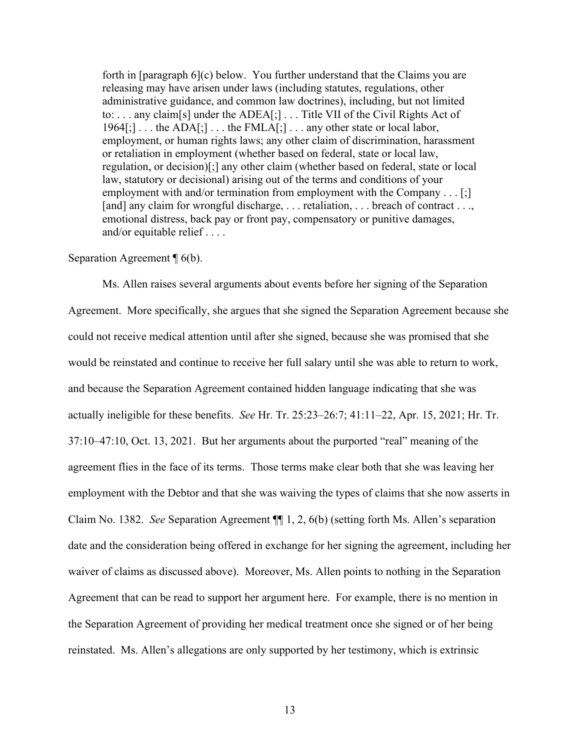> forth in [paragraph 6](c) below. You further understand that the Claims you are releasing may have arisen under laws (including statutes, regulations, other administrative guidance, and common law doctrines), including, but not limited to: . . . any claim[s] under the ADEA[;] . . . Title VII of the Civil Rights Act of 1964[;] . . . the ADA[;] . . . the FMLA[;] . . . any other state or local labor, employment, or human rights laws; any other claim of discrimination, harassment or retaliation in employment (whether based on federal, state or local law, regulation, or decision)[;] any other claim (whether based on federal, state or local law, statutory or decisional) arising out of the terms and conditions of your employment with and/or termination from employment with the Company . . . [;] [and] any claim for wrongful discharge, . . . retaliation, . . . breach of contract . . ., emotional distress, back pay or front pay, compensatory or punitive damages, and/or equitable relief . . . .

Separation Agreement ¶ 6(b).

Ms. Allen raises several arguments about events before her signing of the Separation Agreement. More specifically, she argues that she signed the Separation Agreement because she could not receive medical attention until after she signed, because she was promised that she would be reinstated and continue to receive her full salary until she was able to return to work, and because the Separation Agreement contained hidden language indicating that she was actually ineligible for these benefits. *See* Hr. Tr. 25:23–26:7; 41:11–22, Apr. 15, 2021; Hr. Tr. 37:10–47:10, Oct. 13, 2021. But her arguments about the purported "real" meaning of the agreement flies in the face of its terms. Those terms make clear both that she was leaving her employment with the Debtor and that she was waiving the types of claims that she now asserts in Claim No. 1382. *See* Separation Agreement ¶¶ 1, 2, 6(b) (setting forth Ms. Allen's separation date and the consideration being offered in exchange for her signing the agreement, including her waiver of claims as discussed above). Moreover, Ms. Allen points to nothing in the Separation Agreement that can be read to support her argument here. For example, there is no mention in the Separation Agreement of providing her medical treatment once she signed or of her being reinstated. Ms. Allen's allegations are only supported by her testimony, which is extrinsic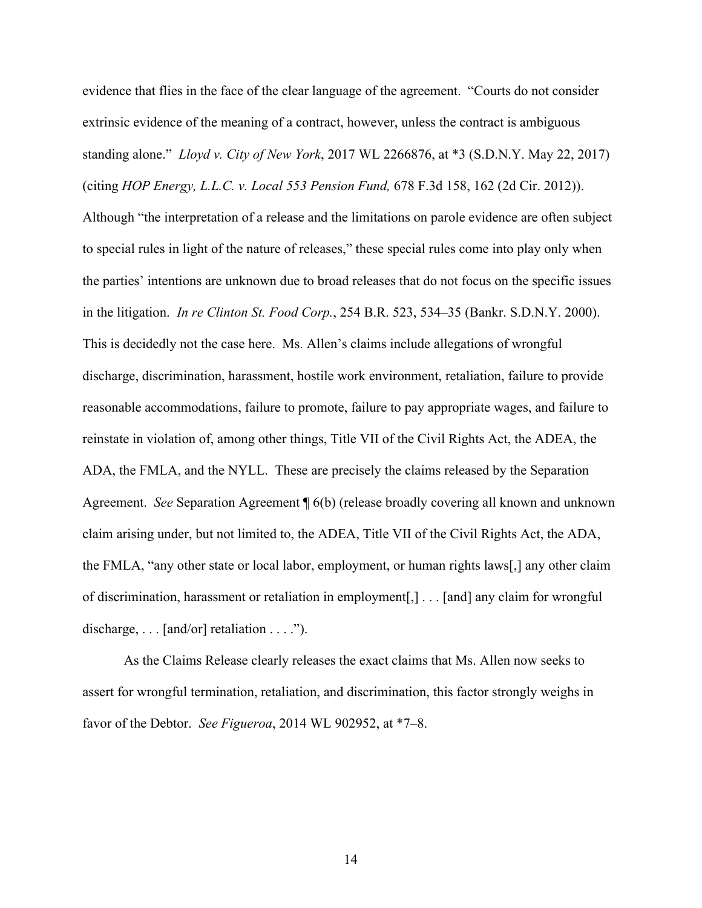evidence that flies in the face of the clear language of the agreement. "Courts do not consider extrinsic evidence of the meaning of a contract, however, unless the contract is ambiguous standing alone." *Lloyd v. City of New York*, 2017 WL 2266876, at *3 (S.D.N.Y. May 22, 2017) (citing *HOP Energy, L.L.C. v. Local 553 Pension Fund,* 678 F.3d 158, 162 (2d Cir. 2012)). Although "the interpretation of a release and the limitations on parole evidence are often subject to special rules in light of the nature of releases," these special rules come into play only when the parties' intentions are unknown due to broad releases that do not focus on the specific issues in the litigation. *In re Clinton St. Food Corp.*, 254 B.R. 523, 534–35 (Bankr. S.D.N.Y. 2000). This is decidedly not the case here. Ms. Allen's claims include allegations of wrongful discharge, discrimination, harassment, hostile work environment, retaliation, failure to provide reasonable accommodations, failure to promote, failure to pay appropriate wages, and failure to reinstate in violation of, among other things, Title VII of the Civil Rights Act, the ADEA, the ADA, the FMLA, and the NYLL. These are precisely the claims released by the Separation Agreement. *See* Separation Agreement ¶ 6(b) (release broadly covering all known and unknown claim arising under, but not limited to, the ADEA, Title VII of the Civil Rights Act, the ADA, the FMLA, "any other state or local labor, employment, or human rights laws[,] any other claim of discrimination, harassment or retaliation in employment[,] . . . [and] any claim for wrongful discharge, . . . [and/or] retaliation . . . .").

As the Claims Release clearly releases the exact claims that Ms. Allen now seeks to assert for wrongful termination, retaliation, and discrimination, this factor strongly weighs in favor of the Debtor. *See Figueroa*, 2014 WL 902952, at *7–8.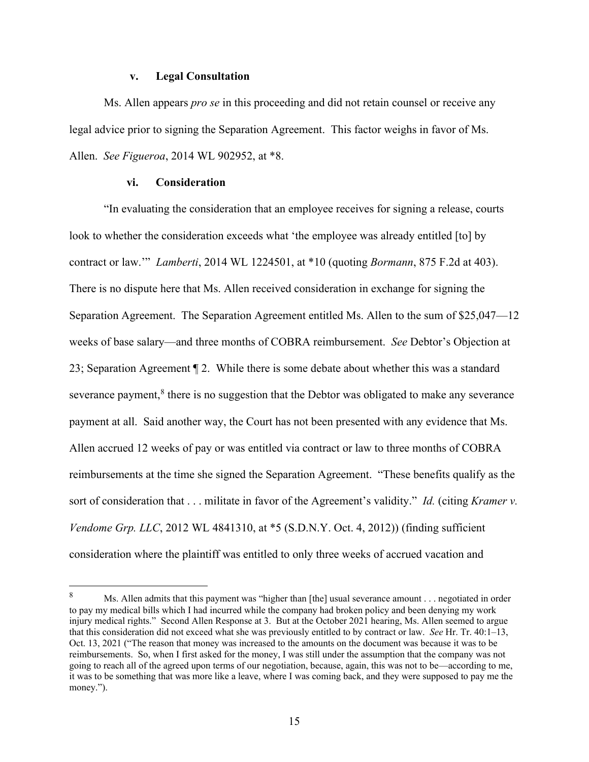#### v. Legal Consultation

Ms. Allen appears *pro se* in this proceeding and did not retain counsel or receive any legal advice prior to signing the Separation Agreement. This factor weighs in favor of Ms. Allen. *See Figueroa*, 2014 WL 902952, at *8.

#### vi. Consideration

"In evaluating the consideration that an employee receives for signing a release, courts look to whether the consideration exceeds what 'the employee was already entitled [to] by contract or law.'" *Lamberti*, 2014 WL 1224501, at *10 (quoting *Bormann*, 875 F.2d at 403). There is no dispute here that Ms. Allen received consideration in exchange for signing the Separation Agreement. The Separation Agreement entitled Ms. Allen to the sum of $25,047—12 weeks of base salary—and three months of COBRA reimbursement. *See* Debtor's Objection at 23; Separation Agreement ¶ 2. While there is some debate about whether this was a standard severance payment,[8] there is no suggestion that the Debtor was obligated to make any severance payment at all. Said another way, the Court has not been presented with any evidence that Ms. Allen accrued 12 weeks of pay or was entitled via contract or law to three months of COBRA reimbursements at the time she signed the Separation Agreement. "These benefits qualify as the sort of consideration that . . . militate in favor of the Agreement's validity." *Id.* (citing *Kramer v. Vendome Grp. LLC*, 2012 WL 4841310, at *5 (S.D.N.Y. Oct. 4, 2012)) (finding sufficient consideration where the plaintiff was entitled to only three weeks of accrued vacation and

---

[8] Ms. Allen admits that this payment was "higher than [the] usual severance amount . . . negotiated in order to pay my medical bills which I had incurred while the company had broken policy and been denying my work injury medical rights." Second Allen Response at 3. But at the October 2021 hearing, Ms. Allen seemed to argue that this consideration did not exceed what she was previously entitled to by contract or law. *See* Hr. Tr. 40:1–13, Oct. 13, 2021 ("The reason that money was increased to the amounts on the document was because it was to be reimbursements. So, when I first asked for the money, I was still under the assumption that the company was not going to reach all of the agreed upon terms of our negotiation, because, again, this was not to be—according to me, it was to be something that was more like a leave, where I was coming back, and they were supposed to pay me the money.").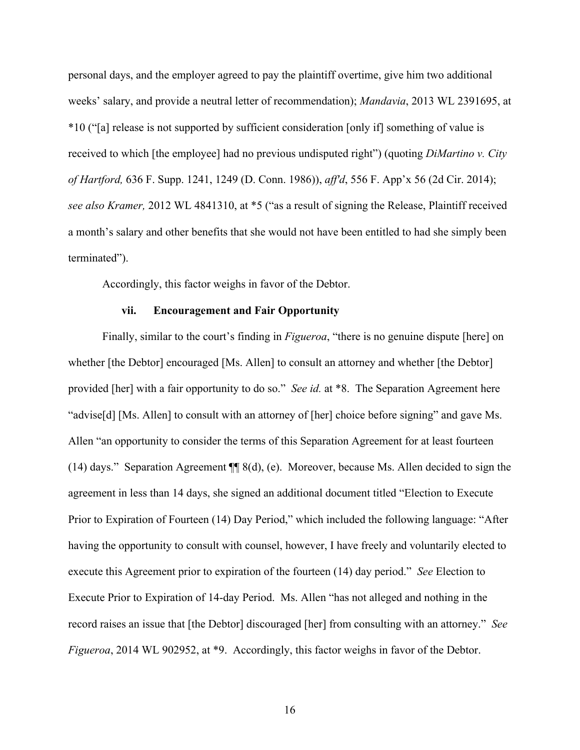personal days, and the employer agreed to pay the plaintiff overtime, give him two additional weeks' salary, and provide a neutral letter of recommendation); *Mandavia*, 2013 WL 2391695, at *10 ("[a] release is not supported by sufficient consideration [only if] something of value is received to which [the employee] had no previous undisputed right") (quoting *DiMartino v. City of Hartford,* 636 F. Supp. 1241, 1249 (D. Conn. 1986)), *aff'd*, 556 F. App'x 56 (2d Cir. 2014); *see also Kramer,* 2012 WL 4841310, at *5 ("as a result of signing the Release, Plaintiff received a month's salary and other benefits that she would not have been entitled to had she simply been terminated").

Accordingly, this factor weighs in favor of the Debtor.

**vii. Encouragement and Fair Opportunity**

Finally, similar to the court's finding in *Figueroa*, "there is no genuine dispute [here] on whether [the Debtor] encouraged [Ms. Allen] to consult an attorney and whether [the Debtor] provided [her] with a fair opportunity to do so." *See id.* at *8. The Separation Agreement here "advise[d] [Ms. Allen] to consult with an attorney of [her] choice before signing" and gave Ms. Allen "an opportunity to consider the terms of this Separation Agreement for at least fourteen (14) days." Separation Agreement ¶¶ 8(d), (e). Moreover, because Ms. Allen decided to sign the agreement in less than 14 days, she signed an additional document titled "Election to Execute Prior to Expiration of Fourteen (14) Day Period," which included the following language: "After having the opportunity to consult with counsel, however, I have freely and voluntarily elected to execute this Agreement prior to expiration of the fourteen (14) day period." *See* Election to Execute Prior to Expiration of 14-day Period. Ms. Allen "has not alleged and nothing in the record raises an issue that [the Debtor] discouraged [her] from consulting with an attorney." *See Figueroa*, 2014 WL 902952, at *9. Accordingly, this factor weighs in favor of the Debtor.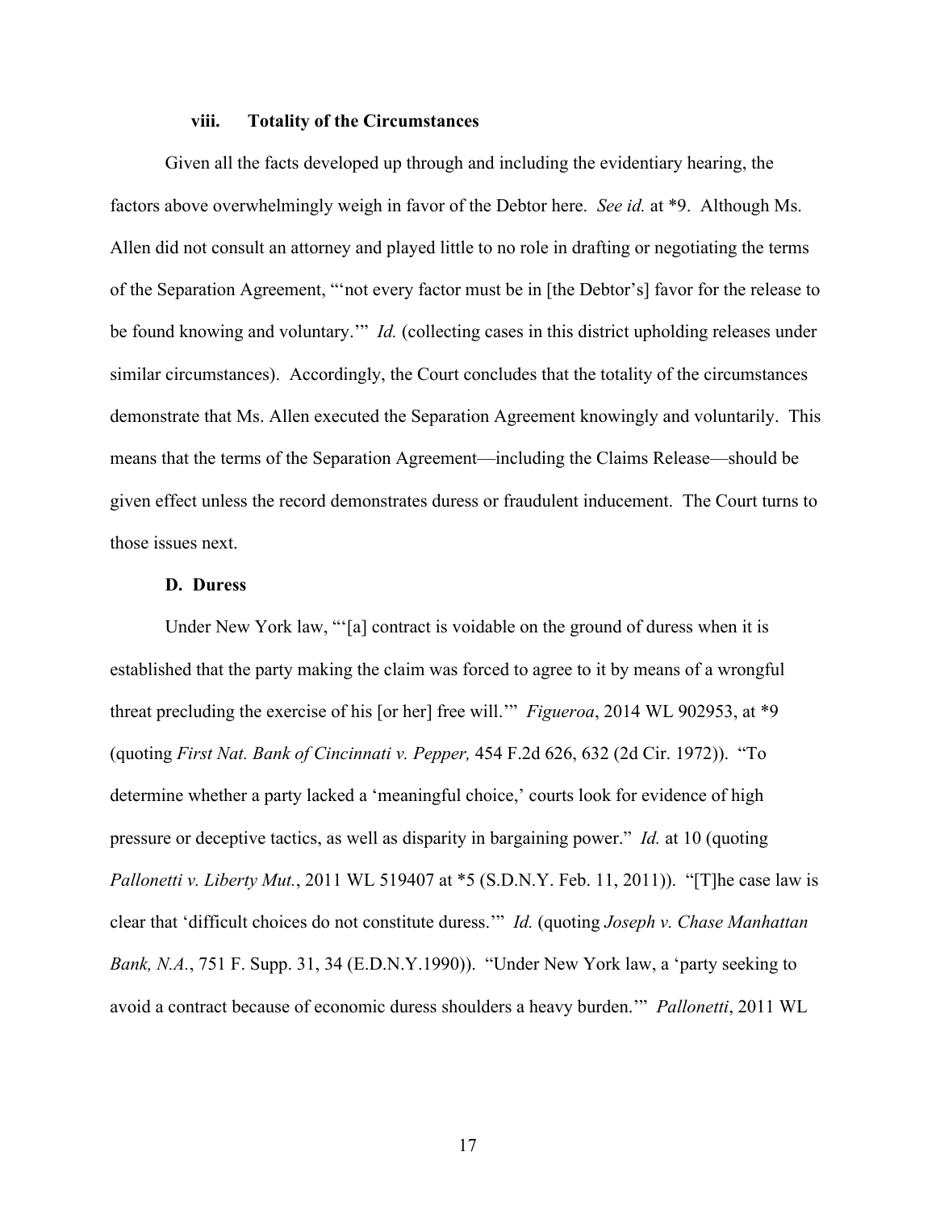#### viii. Totality of the Circumstances

Given all the facts developed up through and including the evidentiary hearing, the factors above overwhelmingly weigh in favor of the Debtor here. *See id.* at *9. Although Ms. Allen did not consult an attorney and played little to no role in drafting or negotiating the terms of the Separation Agreement, "'not every factor must be in [the Debtor's] favor for the release to be found knowing and voluntary.'" *Id.* (collecting cases in this district upholding releases under similar circumstances). Accordingly, the Court concludes that the totality of the circumstances demonstrate that Ms. Allen executed the Separation Agreement knowingly and voluntarily. This means that the terms of the Separation Agreement—including the Claims Release—should be given effect unless the record demonstrates duress or fraudulent inducement. The Court turns to those issues next.

### D. Duress

Under New York law, "'[a] contract is voidable on the ground of duress when it is established that the party making the claim was forced to agree to it by means of a wrongful threat precluding the exercise of his [or her] free will.'" *Figueroa*, 2014 WL 902953, at *9 (quoting *First Nat. Bank of Cincinnati v. Pepper,* 454 F.2d 626, 632 (2d Cir. 1972)). "To determine whether a party lacked a 'meaningful choice,' courts look for evidence of high pressure or deceptive tactics, as well as disparity in bargaining power." *Id.* at 10 (quoting *Pallonetti v. Liberty Mut.*, 2011 WL 519407 at *5 (S.D.N.Y. Feb. 11, 2011)). "[T]he case law is clear that 'difficult choices do not constitute duress.'" *Id.* (quoting *Joseph v. Chase Manhattan Bank, N.A.*, 751 F. Supp. 31, 34 (E.D.N.Y.1990)). "Under New York law, a 'party seeking to avoid a contract because of economic duress shoulders a heavy burden.'" *Pallonetti*, 2011 WL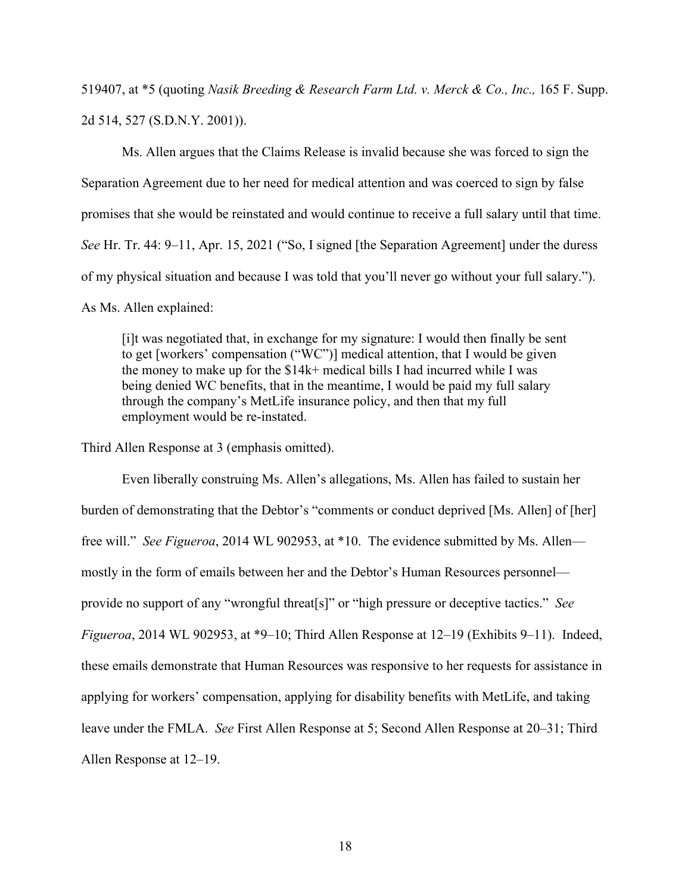519407, at *5 (quoting *Nasik Breeding & Research Farm Ltd. v. Merck & Co., Inc.,* 165 F. Supp. 2d 514, 527 (S.D.N.Y. 2001)).

Ms. Allen argues that the Claims Release is invalid because she was forced to sign the Separation Agreement due to her need for medical attention and was coerced to sign by false promises that she would be reinstated and would continue to receive a full salary until that time. *See* Hr. Tr. 44: 9–11, Apr. 15, 2021 ("So, I signed [the Separation Agreement] under the duress of my physical situation and because I was told that you'll never go without your full salary."). As Ms. Allen explained:

> [i]t was negotiated that, in exchange for my signature: I would then finally be sent to get [workers' compensation ("WC")] medical attention, that I would be given the money to make up for the $14k+ medical bills I had incurred while I was being denied WC benefits, that in the meantime, I would be paid my full salary through the company's MetLife insurance policy, and then that my full employment would be re-instated.

Third Allen Response at 3 (emphasis omitted).

Even liberally construing Ms. Allen's allegations, Ms. Allen has failed to sustain her burden of demonstrating that the Debtor's "comments or conduct deprived [Ms. Allen] of [her] free will." *See Figueroa*, 2014 WL 902953, at *10. The evidence submitted by Ms. Allen—mostly in the form of emails between her and the Debtor's Human Resources personnel—provide no support of any "wrongful threat[s]" or "high pressure or deceptive tactics." *See Figueroa*, 2014 WL 902953, at *9–10; Third Allen Response at 12–19 (Exhibits 9–11). Indeed, these emails demonstrate that Human Resources was responsive to her requests for assistance in applying for workers' compensation, applying for disability benefits with MetLife, and taking leave under the FMLA. *See* First Allen Response at 5; Second Allen Response at 20–31; Third Allen Response at 12–19.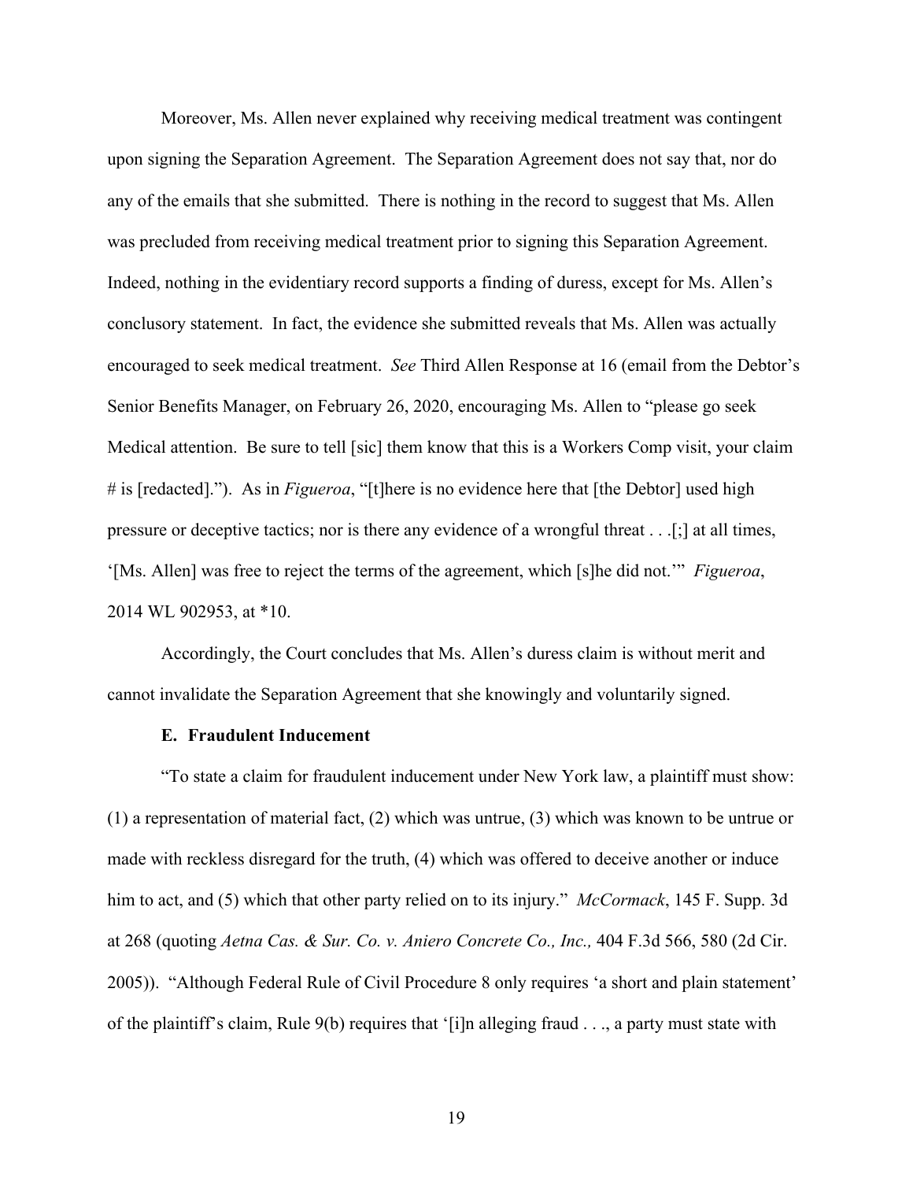Moreover, Ms. Allen never explained why receiving medical treatment was contingent upon signing the Separation Agreement. The Separation Agreement does not say that, nor do any of the emails that she submitted. There is nothing in the record to suggest that Ms. Allen was precluded from receiving medical treatment prior to signing this Separation Agreement. Indeed, nothing in the evidentiary record supports a finding of duress, except for Ms. Allen's conclusory statement. In fact, the evidence she submitted reveals that Ms. Allen was actually encouraged to seek medical treatment. *See* Third Allen Response at 16 (email from the Debtor's Senior Benefits Manager, on February 26, 2020, encouraging Ms. Allen to "please go seek Medical attention. Be sure to tell [sic] them know that this is a Workers Comp visit, your claim # is [redacted]."). As in *Figueroa*, "[t]here is no evidence here that [the Debtor] used high pressure or deceptive tactics; nor is there any evidence of a wrongful threat . . .[;] at all times, '[Ms. Allen] was free to reject the terms of the agreement, which [s]he did not.'" *Figueroa*, 2014 WL 902953, at *10.

Accordingly, the Court concludes that Ms. Allen's duress claim is without merit and cannot invalidate the Separation Agreement that she knowingly and voluntarily signed.

### E. Fraudulent Inducement

"To state a claim for fraudulent inducement under New York law, a plaintiff must show: (1) a representation of material fact, (2) which was untrue, (3) which was known to be untrue or made with reckless disregard for the truth, (4) which was offered to deceive another or induce him to act, and (5) which that other party relied on to its injury." *McCormack*, 145 F. Supp. 3d at 268 (quoting *Aetna Cas. & Sur. Co. v. Aniero Concrete Co., Inc.,* 404 F.3d 566, 580 (2d Cir. 2005)). "Although Federal Rule of Civil Procedure 8 only requires 'a short and plain statement' of the plaintiff's claim, Rule 9(b) requires that '[i]n alleging fraud . . ., a party must state with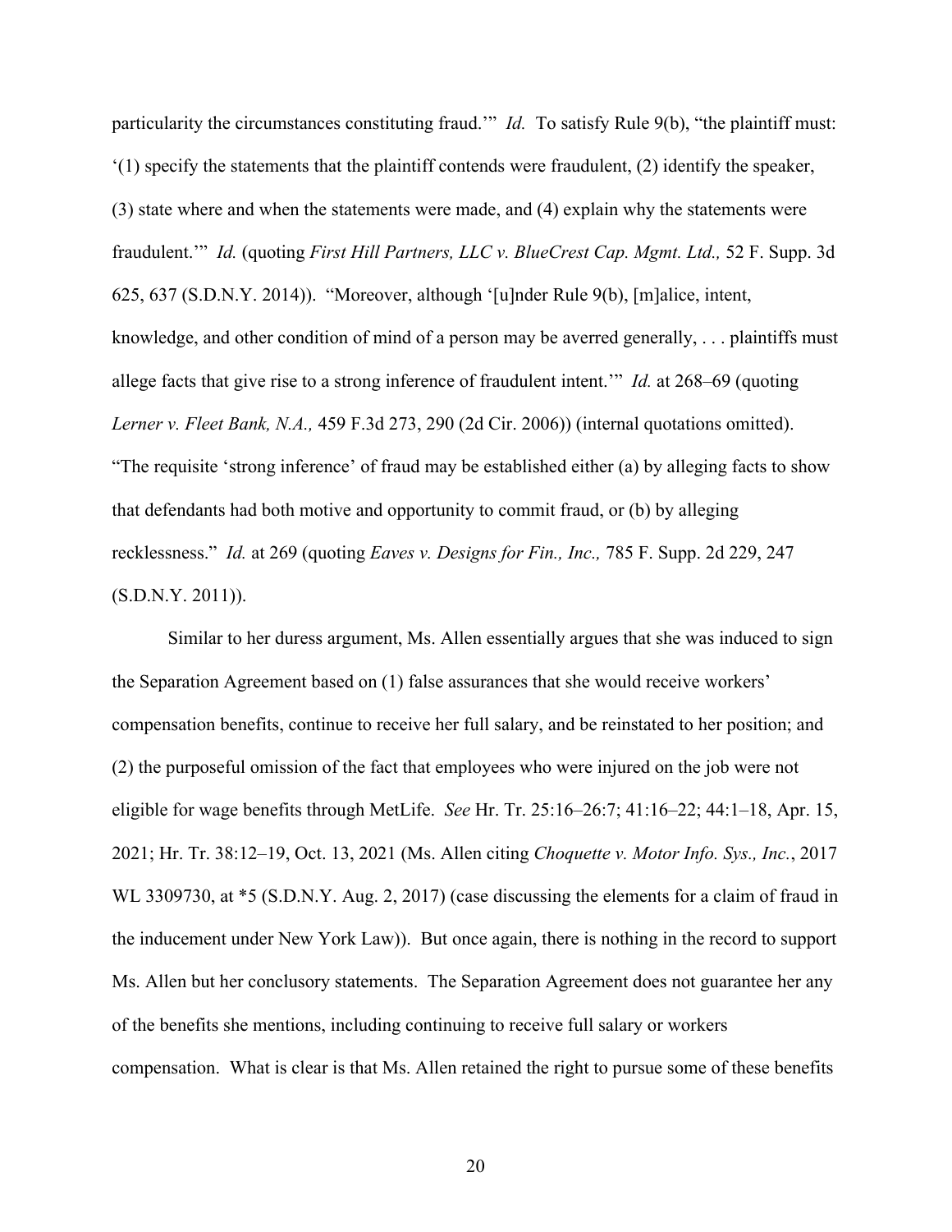particularity the circumstances constituting fraud.'" *Id.* To satisfy Rule 9(b), "the plaintiff must: '(1) specify the statements that the plaintiff contends were fraudulent, (2) identify the speaker, (3) state where and when the statements were made, and (4) explain why the statements were fraudulent.'" *Id.* (quoting *First Hill Partners, LLC v. BlueCrest Cap. Mgmt. Ltd.,* 52 F. Supp. 3d 625, 637 (S.D.N.Y. 2014)). "Moreover, although '[u]nder Rule 9(b), [m]alice, intent, knowledge, and other condition of mind of a person may be averred generally, . . . plaintiffs must allege facts that give rise to a strong inference of fraudulent intent.'" *Id.* at 268–69 (quoting *Lerner v. Fleet Bank, N.A.,* 459 F.3d 273, 290 (2d Cir. 2006)) (internal quotations omitted). "The requisite 'strong inference' of fraud may be established either (a) by alleging facts to show that defendants had both motive and opportunity to commit fraud, or (b) by alleging recklessness." *Id.* at 269 (quoting *Eaves v. Designs for Fin., Inc.,* 785 F. Supp. 2d 229, 247 (S.D.N.Y. 2011)).

Similar to her duress argument, Ms. Allen essentially argues that she was induced to sign the Separation Agreement based on (1) false assurances that she would receive workers' compensation benefits, continue to receive her full salary, and be reinstated to her position; and (2) the purposeful omission of the fact that employees who were injured on the job were not eligible for wage benefits through MetLife. *See* Hr. Tr. 25:16–26:7; 41:16–22; 44:1–18, Apr. 15, 2021; Hr. Tr. 38:12–19, Oct. 13, 2021 (Ms. Allen citing *Choquette v. Motor Info. Sys., Inc.*, 2017 WL 3309730, at *5 (S.D.N.Y. Aug. 2, 2017) (case discussing the elements for a claim of fraud in the inducement under New York Law)). But once again, there is nothing in the record to support Ms. Allen but her conclusory statements. The Separation Agreement does not guarantee her any of the benefits she mentions, including continuing to receive full salary or workers compensation. What is clear is that Ms. Allen retained the right to pursue some of these benefits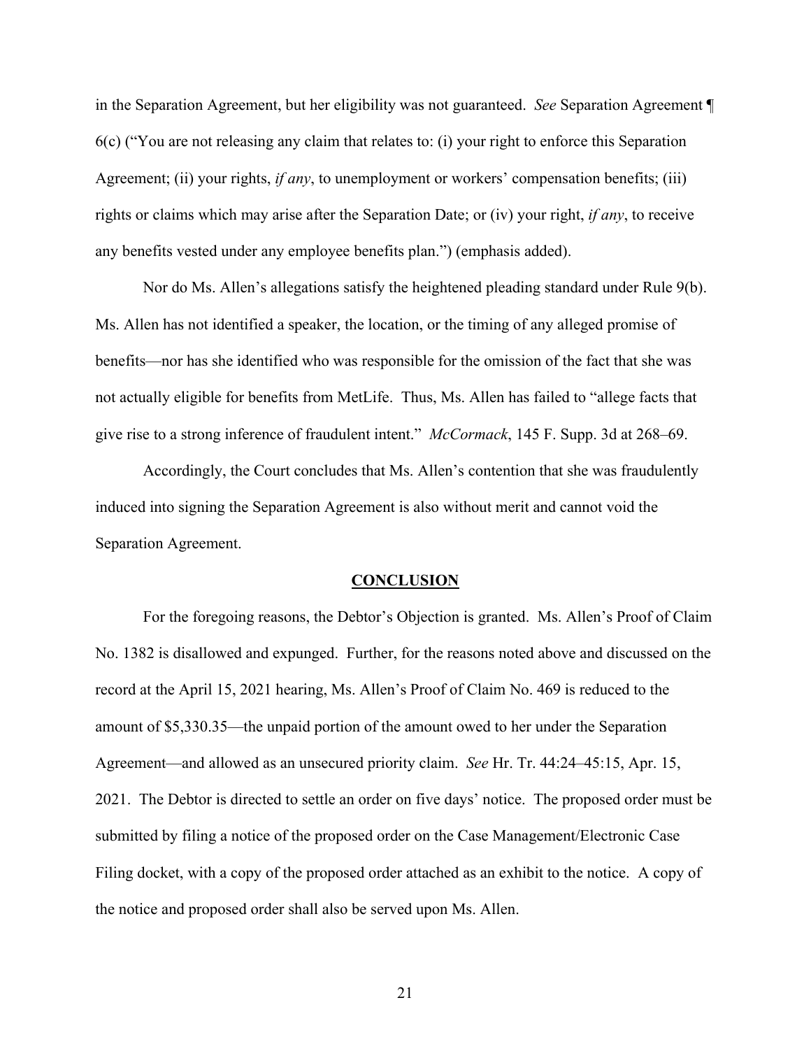in the Separation Agreement, but her eligibility was not guaranteed. *See* Separation Agreement ¶ 6(c) ("You are not releasing any claim that relates to: (i) your right to enforce this Separation Agreement; (ii) your rights, *if any*, to unemployment or workers' compensation benefits; (iii) rights or claims which may arise after the Separation Date; or (iv) your right, *if any*, to receive any benefits vested under any employee benefits plan.") (emphasis added).

Nor do Ms. Allen's allegations satisfy the heightened pleading standard under Rule 9(b). Ms. Allen has not identified a speaker, the location, or the timing of any alleged promise of benefits—nor has she identified who was responsible for the omission of the fact that she was not actually eligible for benefits from MetLife. Thus, Ms. Allen has failed to "allege facts that give rise to a strong inference of fraudulent intent." *McCormack*, 145 F. Supp. 3d at 268–69.

Accordingly, the Court concludes that Ms. Allen's contention that she was fraudulently induced into signing the Separation Agreement is also without merit and cannot void the Separation Agreement.

## CONCLUSION

For the foregoing reasons, the Debtor's Objection is granted. Ms. Allen's Proof of Claim No. 1382 is disallowed and expunged. Further, for the reasons noted above and discussed on the record at the April 15, 2021 hearing, Ms. Allen's Proof of Claim No. 469 is reduced to the amount of $5,330.35—the unpaid portion of the amount owed to her under the Separation Agreement—and allowed as an unsecured priority claim. *See* Hr. Tr. 44:24–45:15, Apr. 15, 2021. The Debtor is directed to settle an order on five days' notice. The proposed order must be submitted by filing a notice of the proposed order on the Case Management/Electronic Case Filing docket, with a copy of the proposed order attached as an exhibit to the notice. A copy of the notice and proposed order shall also be served upon Ms. Allen.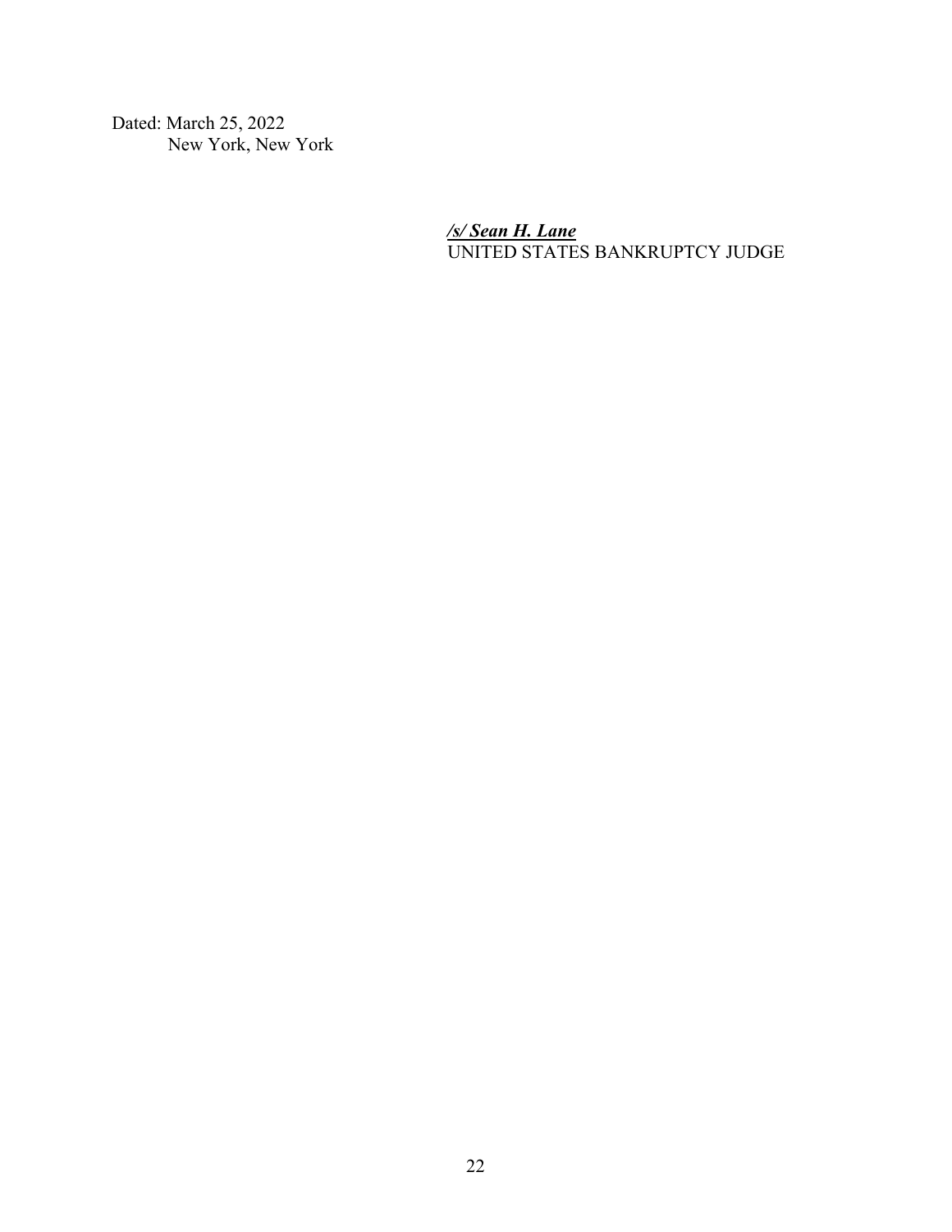Dated: March 25, 2022
New York, New York

***/s/ Sean H. Lane***
UNITED STATES BANKRUPTCY JUDGE